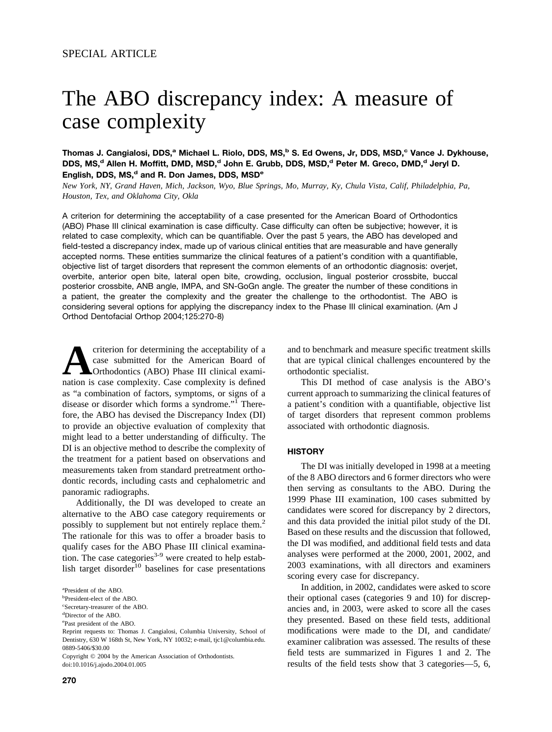SPECIAL ARTICLE

# The ABO discrepancy index: A measure of case complexity

**Thomas J. Cangialosi, DDS,[a] Michael L. Riolo, DDS, MS,[b] S. Ed Owens, Jr, DDS, MSD,[c] Vance J. Dykhouse, DDS, MS,[d] Allen H. Moffitt, DMD, MSD,[d] John E. Grubb, DDS, MSD,[d] Peter M. Greco, DMD,[d] Jeryl D. English, DDS, MS,[d] and R. Don James, DDS, MSD[e]**

*New York, NY, Grand Haven, Mich, Jackson, Wyo, Blue Springs, Mo, Murray, Ky, Chula Vista, Calif, Philadelphia, Pa, Houston, Tex, and Oklahoma City, Okla*

A criterion for determining the acceptability of a case presented for the American Board of Orthodontics (ABO) Phase III clinical examination is case difficulty. Case difficulty can often be subjective; however, it is related to case complexity, which can be quantifiable. Over the past 5 years, the ABO has developed and field-tested a discrepancy index, made up of various clinical entities that are measurable and have generally accepted norms. These entities summarize the clinical features of a patient's condition with a quantifiable, objective list of target disorders that represent the common elements of an orthodontic diagnosis: overjet, overbite, anterior open bite, lateral open bite, crowding, occlusion, lingual posterior crossbite, buccal posterior crossbite, ANB angle, IMPA, and SN-GoGn angle. The greater the number of these conditions in a patient, the greater the complexity and the greater the challenge to the orthodontist. The ABO is considering several options for applying the discrepancy index to the Phase III clinical examination. (Am J Orthod Dentofacial Orthop 2004;125:270-8)

A criterion for determining the acceptability of a case submitted for the American Board of Orthodontics (ABO) Phase III clinical examination is case complexity. Case complexity is defined as "a combination of factors, symptoms, or signs of a disease or disorder which forms a syndrome."[1] Therefore, the ABO has devised the Discrepancy Index (DI) to provide an objective evaluation of complexity that might lead to a better understanding of difficulty. The DI is an objective method to describe the complexity of the treatment for a patient based on observations and measurements taken from standard pretreatment orthodontic records, including casts and cephalometric and panoramic radiographs.

Additionally, the DI was developed to create an alternative to the ABO case category requirements or possibly to supplement but not entirely replace them.[2] The rationale for this was to offer a broader basis to qualify cases for the ABO Phase III clinical examination. The case categories[3-9] were created to help establish target disorder[10] baselines for case presentations and to benchmark and measure specific treatment skills that are typical clinical challenges encountered by the orthodontic specialist.

This DI method of case analysis is the ABO's current approach to summarizing the clinical features of a patient's condition with a quantifiable, objective list of target disorders that represent common problems associated with orthodontic diagnosis.

## HISTORY

The DI was initially developed in 1998 at a meeting of the 8 ABO directors and 6 former directors who were then serving as consultants to the ABO. During the 1999 Phase III examination, 100 cases submitted by candidates were scored for discrepancy by 2 directors, and this data provided the initial pilot study of the DI. Based on these results and the discussion that followed, the DI was modified, and additional field tests and data analyses were performed at the 2000, 2001, 2002, and 2003 examinations, with all directors and examiners scoring every case for discrepancy.

In addition, in 2002, candidates were asked to score their optional cases (categories 9 and 10) for discrepancies and, in 2003, were asked to score all the cases they presented. Based on these field tests, additional modifications were made to the DI, and candidate/examiner calibration was assessed. The results of these field tests are summarized in Figures 1 and 2. The results of the field tests show that 3 categories—5, 6,

[a]President of the ABO.
[b]President-elect of the ABO.
[c]Secretary-treasurer of the ABO.
[d]Director of the ABO.
[e]Past president of the ABO.

Reprint requests to: Thomas J. Cangialosi, Columbia University, School of Dentistry, 630 W 168th St, New York, NY 10032; e-mail, tjc1@columbia.edu.
0889-5406/$30.00
Copyright © 2004 by the American Association of Orthodontists.
doi:10.1016/j.ajodo.2004.01.005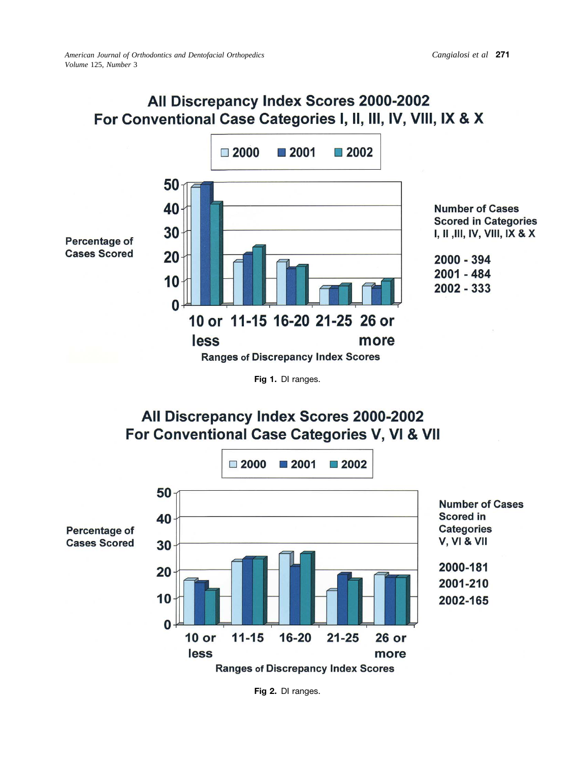## All Discrepancy Index Scores 2000-2002 For Conventional Case Categories I, II, III, IV, VIII, IX & X

□ 2000 ■ 2001 ■ 2002

Percentage of Cases Scored

50
40
30
20
10
0

10 or less | 11-15 | 16-20 | 21-25 | 26 or more

Ranges of Discrepancy Index Scores

Number of Cases Scored in Categories I, II ,III, IV, VIII, IX & X

2000 - 394
2001 - 484
2002 - 333

**Fig 1.** DI ranges.

## All Discrepancy Index Scores 2000-2002 For Conventional Case Categories V, VI & VII

□ 2000 ■ 2001 ■ 2002

Percentage of Cases Scored

50
40
30
20
10
0

10 or less | 11-15 | 16-20 | 21-25 | 26 or more

Ranges of Discrepancy Index Scores

Number of Cases Scored in Categories V, VI & VII

2000-181
2001-210
2002-165

**Fig 2.** DI ranges.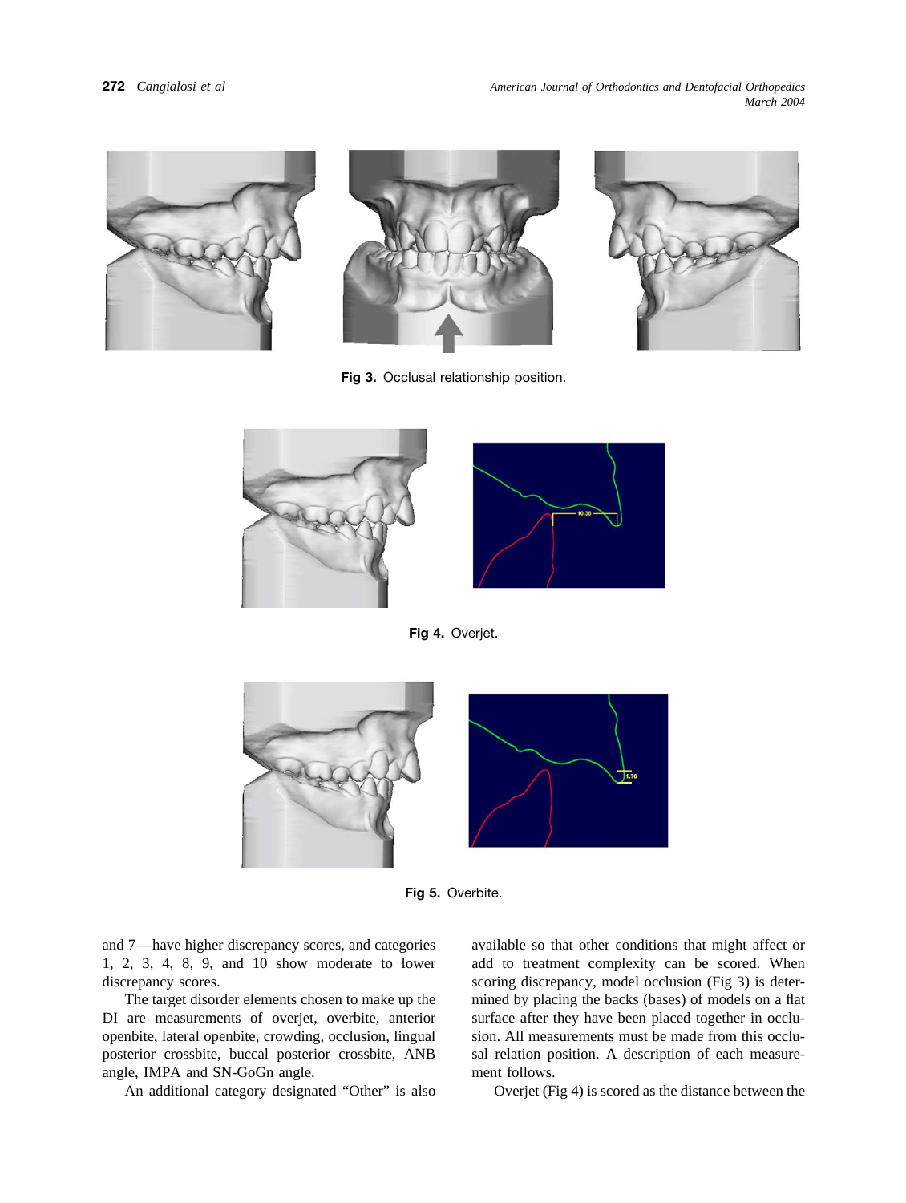Fig 3. Occlusal relationship position.

Fig 4. Overjet.

Fig 5. Overbite.

and 7—have higher discrepancy scores, and categories 1, 2, 3, 4, 8, 9, and 10 show moderate to lower discrepancy scores.

The target disorder elements chosen to make up the DI are measurements of overjet, overbite, anterior openbite, lateral openbite, crowding, occlusion, lingual posterior crossbite, buccal posterior crossbite, ANB angle, IMPA and SN-GoGn angle.

An additional category designated "Other" is also available so that other conditions that might affect or add to treatment complexity can be scored. When scoring discrepancy, model occlusion (Fig 3) is determined by placing the backs (bases) of models on a flat surface after they have been placed together in occlusion. All measurements must be made from this occlusal relation position. A description of each measurement follows.

Overjet (Fig 4) is scored as the distance between the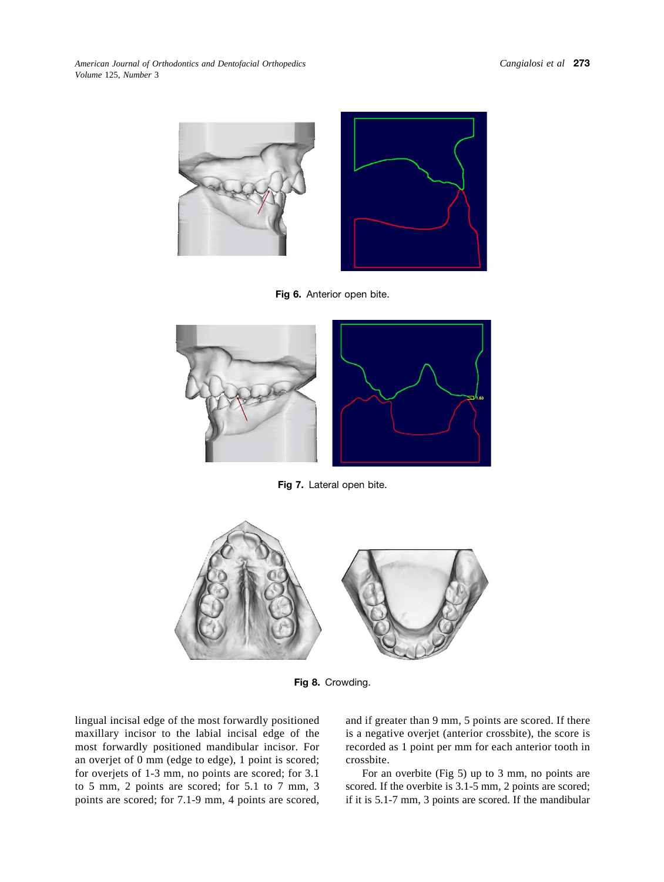**Fig 6.** Anterior open bite.

**Fig 7.** Lateral open bite.

**Fig 8.** Crowding.

lingual incisal edge of the most forwardly positioned maxillary incisor to the labial incisal edge of the most forwardly positioned mandibular incisor. For an overjet of 0 mm (edge to edge), 1 point is scored; for overjets of 1-3 mm, no points are scored; for 3.1 to 5 mm, 2 points are scored; for 5.1 to 7 mm, 3 points are scored; for 7.1-9 mm, 4 points are scored, and if greater than 9 mm, 5 points are scored. If there is a negative overjet (anterior crossbite), the score is recorded as 1 point per mm for each anterior tooth in crossbite.

For an overbite (Fig 5) up to 3 mm, no points are scored. If the overbite is 3.1-5 mm, 2 points are scored; if it is 5.1-7 mm, 3 points are scored. If the mandibular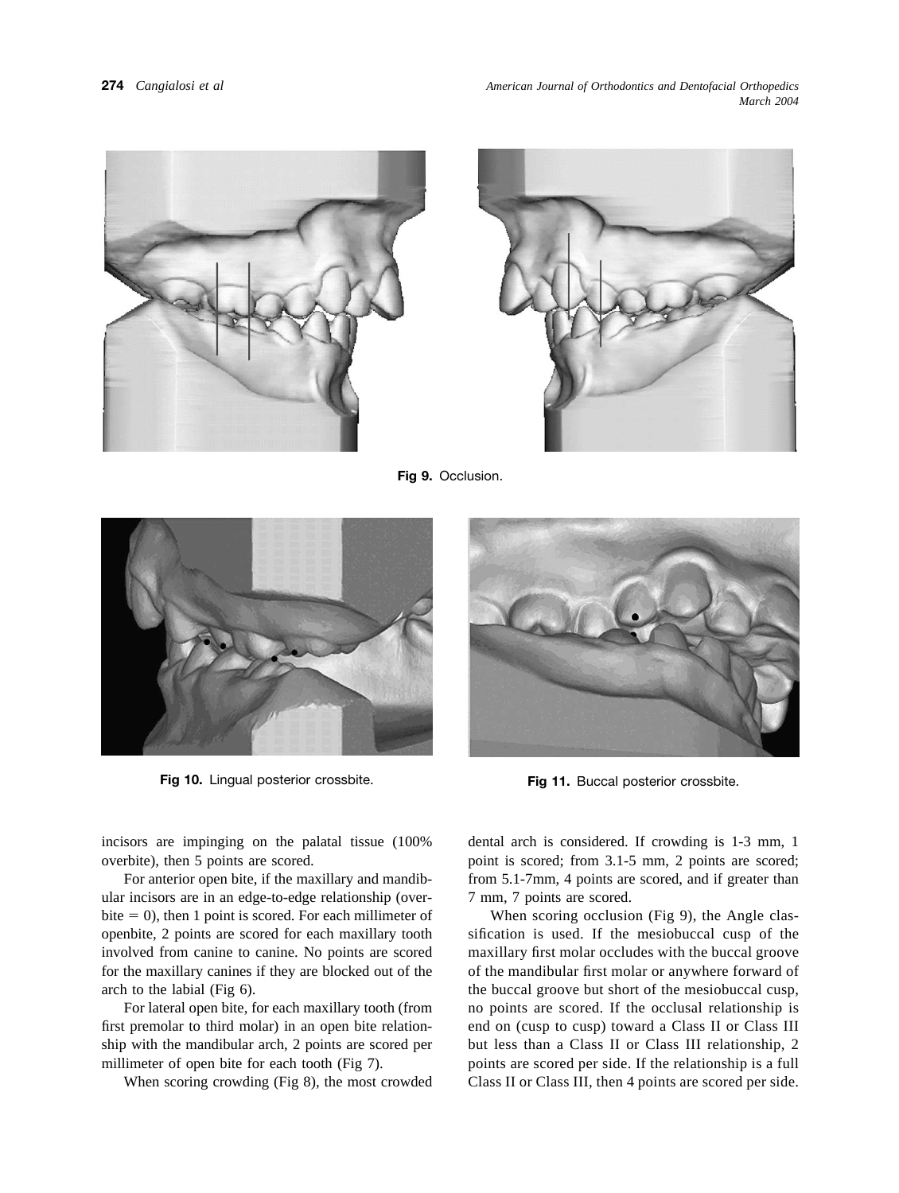Fig 9. Occlusion.

Fig 10. Lingual posterior crossbite.

Fig 11. Buccal posterior crossbite.

incisors are impinging on the palatal tissue (100% overbite), then 5 points are scored.

For anterior open bite, if the maxillary and mandibular incisors are in an edge-to-edge relationship (overbite = 0), then 1 point is scored. For each millimeter of openbite, 2 points are scored for each maxillary tooth involved from canine to canine. No points are scored for the maxillary canines if they are blocked out of the arch to the labial (Fig 6).

For lateral open bite, for each maxillary tooth (from first premolar to third molar) in an open bite relationship with the mandibular arch, 2 points are scored per millimeter of open bite for each tooth (Fig 7).

When scoring crowding (Fig 8), the most crowded dental arch is considered. If crowding is 1-3 mm, 1 point is scored; from 3.1-5 mm, 2 points are scored; from 5.1-7mm, 4 points are scored, and if greater than 7 mm, 7 points are scored.

When scoring occlusion (Fig 9), the Angle classification is used. If the mesiobuccal cusp of the maxillary first molar occludes with the buccal groove of the mandibular first molar or anywhere forward of the buccal groove but short of the mesiobuccal cusp, no points are scored. If the occlusal relationship is end on (cusp to cusp) toward a Class II or Class III but less than a Class II or Class III relationship, 2 points are scored per side. If the relationship is a full Class II or Class III, then 4 points are scored per side.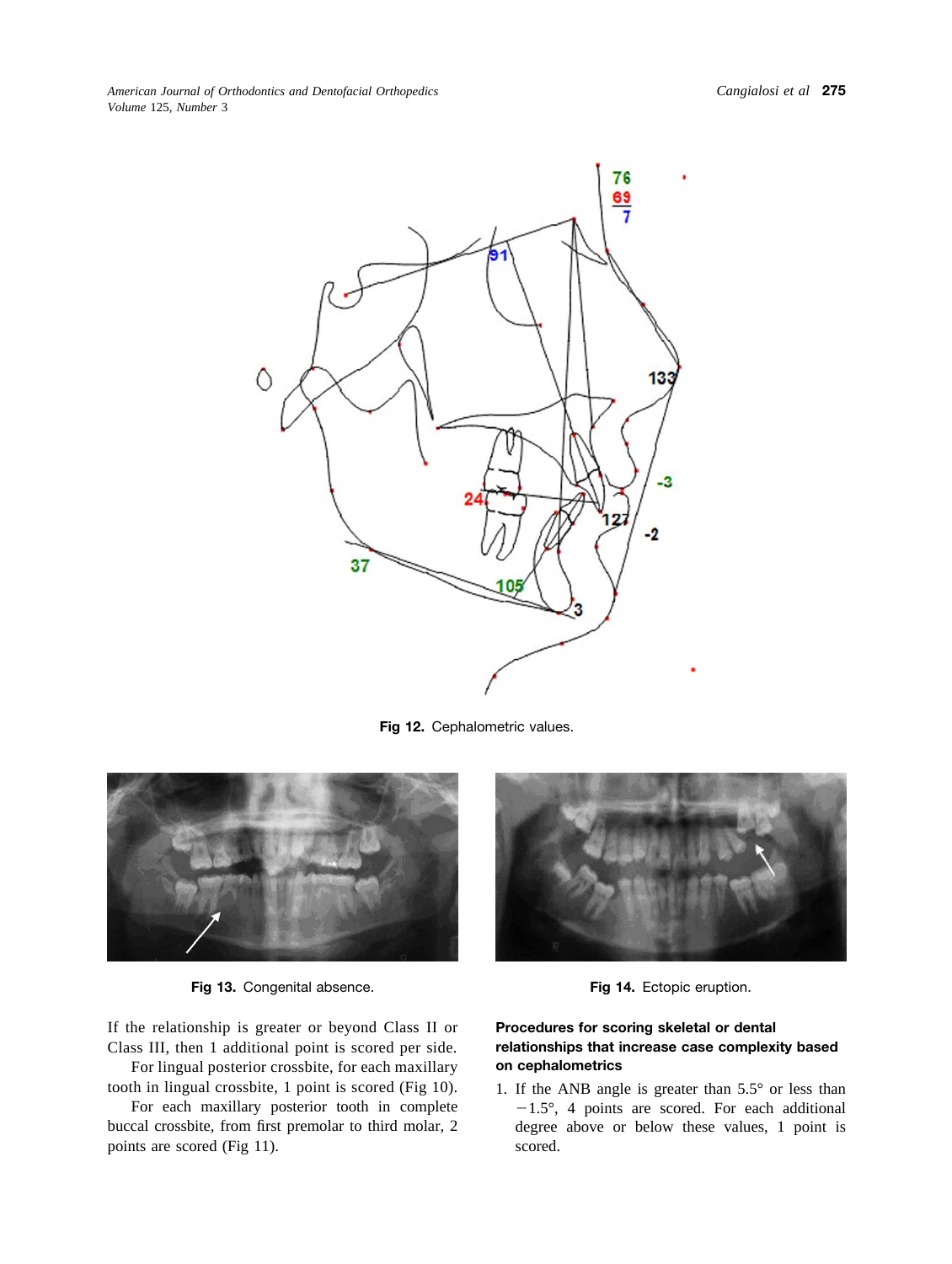Fig 12. Cephalometric values.

Fig 13. Congenital absence.

Fig 14. Ectopic eruption.

If the relationship is greater or beyond Class II or Class III, then 1 additional point is scored per side.

For lingual posterior crossbite, for each maxillary tooth in lingual crossbite, 1 point is scored (Fig 10).

For each maxillary posterior tooth in complete buccal crossbite, from first premolar to third molar, 2 points are scored (Fig 11).

### Procedures for scoring skeletal or dental relationships that increase case complexity based on cephalometrics

1. If the ANB angle is greater than 5.5° or less than −1.5°, 4 points are scored. For each additional degree above or below these values, 1 point is scored.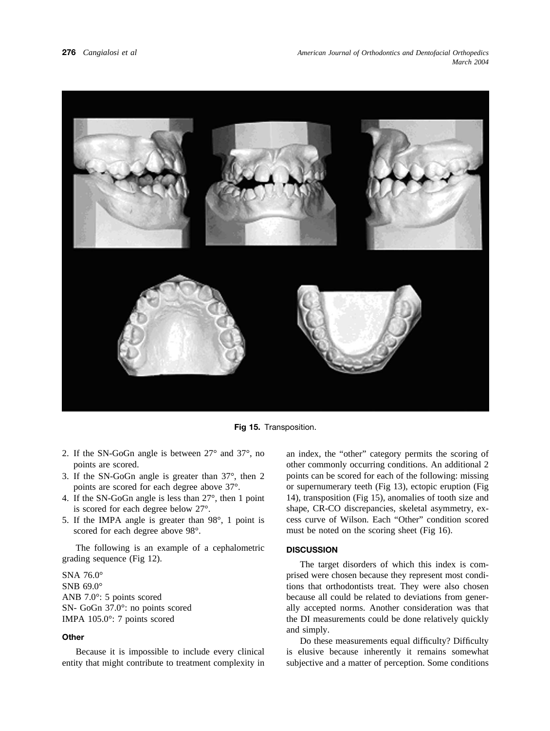Fig 15. Transposition.

2. If the SN-GoGn angle is between 27° and 37°, no points are scored.
3. If the SN-GoGn angle is greater than 37°, then 2 points are scored for each degree above 37°.
4. If the SN-GoGn angle is less than 27°, then 1 point is scored for each degree below 27°.
5. If the IMPA angle is greater than 98°, 1 point is scored for each degree above 98°.

The following is an example of a cephalometric grading sequence (Fig 12).

SNA 76.0°
SNB 69.0°
ANB 7.0°: 5 points scored
SN- GoGn 37.0°: no points scored
IMPA 105.0°: 7 points scored

### Other

Because it is impossible to include every clinical entity that might contribute to treatment complexity in an index, the "other" category permits the scoring of other commonly occurring conditions. An additional 2 points can be scored for each of the following: missing or supernumerary teeth (Fig 13), ectopic eruption (Fig 14), transposition (Fig 15), anomalies of tooth size and shape, CR-CO discrepancies, skeletal asymmetry, excess curve of Wilson. Each "Other" condition scored must be noted on the scoring sheet (Fig 16).

## DISCUSSION

The target disorders of which this index is comprised were chosen because they represent most conditions that orthodontists treat. They were also chosen because all could be related to deviations from generally accepted norms. Another consideration was that the DI measurements could be done relatively quickly and simply.

Do these measurements equal difficulty? Difficulty is elusive because inherently it remains somewhat subjective and a matter of perception. Some conditions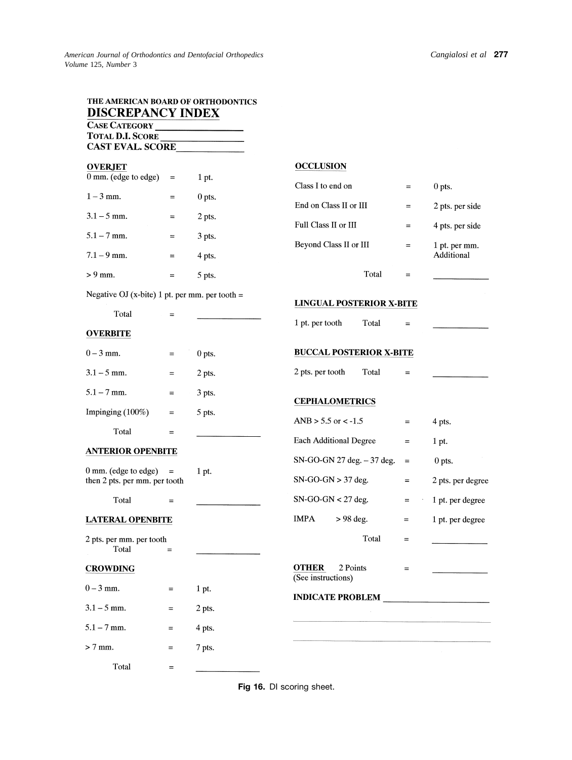# THE AMERICAN BOARD OF ORTHODONTICS
## DISCREPANCY INDEX

CASE CATEGORY ________________

TOTAL D.I. SCORE ________________

CAST EVAL. SCORE ________________

### OVERJET

| | | |
|---|---|---|
| 0 mm. (edge to edge) | = | 1 pt. |
| 1 – 3 mm. | = | 0 pts. |
| 3.1 – 5 mm. | = | 2 pts. |
| 5.1 – 7 mm. | = | 3 pts. |
| 7.1 – 9 mm. | = | 4 pts. |
| > 9 mm. | = | 5 pts. |

Negative OJ (x-bite) 1 pt. per mm. per tooth =

Total = ________________

### OVERBITE

| | | |
|---|---|---|
| 0 – 3 mm. | = | 0 pts. |
| 3.1 – 5 mm. | = | 2 pts. |
| 5.1 – 7 mm. | = | 3 pts. |
| Impinging (100%) | = | 5 pts. |

Total = ________________

### ANTERIOR OPENBITE

0 mm. (edge to edge) = 1 pt.
then 2 pts. per mm. per tooth

Total = ________________

### LATERAL OPENBITE

2 pts. per mm. per tooth

Total = ________________

### CROWDING

| | | |
|---|---|---|
| 0 – 3 mm. | = | 1 pt. |
| 3.1 – 5 mm. | = | 2 pts. |
| 5.1 – 7 mm. | = | 4 pts. |
| > 7 mm. | = | 7 pts. |

Total = ________________

### OCCLUSION

| | | |
|---|---|---|
| Class I to end on | = | 0 pts. |
| End on Class II or III | = | 2 pts. per side |
| Full Class II or III | = | 4 pts. per side |
| Beyond Class II or III | = | 1 pt. per mm. Additional |

Total = ________________

### LINGUAL POSTERIOR X-BITE

1 pt. per tooth Total = ________________

### BUCCAL POSTERIOR X-BITE

2 pts. per tooth Total = ________________

### CEPHALOMETRICS

| | | |
|---|---|---|
| ANB > 5.5 or < -1.5 | = | 4 pts. |
| Each Additional Degree | = | 1 pt. |
| SN-GO-GN 27 deg. – 37 deg. | = | 0 pts. |
| SN-GO-GN > 37 deg. | = | 2 pts. per degree |
| SN-GO-GN < 27 deg. | = | 1 pt. per degree |
| IMPA > 98 deg. | = | 1 pt. per degree |

Total = ________________

### OTHER

2 Points = ________________
(See instructions)

INDICATE PROBLEM ________________

**Fig 16.** DI scoring sheet.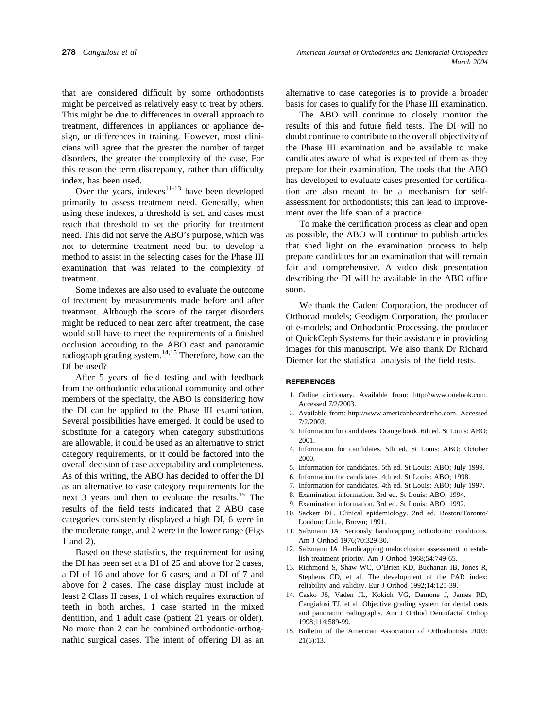that are considered difficult by some orthodontists might be perceived as relatively easy to treat by others. This might be due to differences in overall approach to treatment, differences in appliances or appliance design, or differences in training. However, most clinicians will agree that the greater the number of target disorders, the greater the complexity of the case. For this reason the term discrepancy, rather than difficulty index, has been used.

Over the years, indexes[11-13] have been developed primarily to assess treatment need. Generally, when using these indexes, a threshold is set, and cases must reach that threshold to set the priority for treatment need. This did not serve the ABO's purpose, which was not to determine treatment need but to develop a method to assist in the selecting cases for the Phase III examination that was related to the complexity of treatment.

Some indexes are also used to evaluate the outcome of treatment by measurements made before and after treatment. Although the score of the target disorders might be reduced to near zero after treatment, the case would still have to meet the requirements of a finished occlusion according to the ABO cast and panoramic radiograph grading system.[14,15] Therefore, how can the DI be used?

After 5 years of field testing and with feedback from the orthodontic educational community and other members of the specialty, the ABO is considering how the DI can be applied to the Phase III examination. Several possibilities have emerged. It could be used to substitute for a category when category substitutions are allowable, it could be used as an alternative to strict category requirements, or it could be factored into the overall decision of case acceptability and completeness. As of this writing, the ABO has decided to offer the DI as an alternative to case category requirements for the next 3 years and then to evaluate the results.[15] The results of the field tests indicated that 2 ABO case categories consistently displayed a high DI, 6 were in the moderate range, and 2 were in the lower range (Figs 1 and 2).

Based on these statistics, the requirement for using the DI has been set at a DI of 25 and above for 2 cases, a DI of 16 and above for 6 cases, and a DI of 7 and above for 2 cases. The case display must include at least 2 Class II cases, 1 of which requires extraction of teeth in both arches, 1 case started in the mixed dentition, and 1 adult case (patient 21 years or older). No more than 2 can be combined orthodontic-orthognathic surgical cases. The intent of offering DI as an alternative to case categories is to provide a broader basis for cases to qualify for the Phase III examination.

The ABO will continue to closely monitor the results of this and future field tests. The DI will no doubt continue to contribute to the overall objectivity of the Phase III examination and be available to make candidates aware of what is expected of them as they prepare for their examination. The tools that the ABO has developed to evaluate cases presented for certification are also meant to be a mechanism for self-assessment for orthodontists; this can lead to improvement over the life span of a practice.

To make the certification process as clear and open as possible, the ABO will continue to publish articles that shed light on the examination process to help prepare candidates for an examination that will remain fair and comprehensive. A video disk presentation describing the DI will be available in the ABO office soon.

We thank the Cadent Corporation, the producer of Orthocad models; Geodigm Corporation, the producer of e-models; and Orthodontic Processing, the producer of QuickCeph Systems for their assistance in providing images for this manuscript. We also thank Dr Richard Diemer for the statistical analysis of the field tests.

## REFERENCES

1. Online dictionary. Available from: http://www.onelook.com. Accessed 7/2/2003.
2. Available from: http://www.americanboardortho.com. Accessed 7/2/2003.
3. Information for candidates. Orange book. 6th ed. St Louis: ABO; 2001.
4. Information for candidates. 5th ed. St Louis: ABO; October 2000.
5. Information for candidates. 5th ed. St Louis: ABO; July 1999.
6. Information for candidates. 4th ed. St Louis: ABO; 1998.
7. Information for candidates. 4th ed. St Louis: ABO; July 1997.
8. Examination information. 3rd ed. St Louis: ABO; 1994.
9. Examination information. 3rd ed. St Louis: ABO; 1992.
10. Sackett DL. Clinical epidemiology. 2nd ed. Boston/Toronto/London: Little, Brown; 1991.
11. Salzmann JA. Seriously handicapping orthodontic conditions. Am J Orthod 1976;70:329-30.
12. Salzmann JA. Handicapping malocclusion assessment to establish treatment priority. Am J Orthod 1968;54:749-65.
13. Richmond S, Shaw WC, O'Brien KD, Buchanan IB, Jones R, Stephens CD, et al. The development of the PAR index: reliability and validity. Eur J Orthod 1992;14:125-39.
14. Casko JS, Vaden JL, Kokich VG, Damone J, James RD, Cangialosi TJ, et al. Objective grading system for dental casts and panoramic radiographs. Am J Orthod Dentofacial Orthop 1998;114:589-99.
15. Bulletin of the American Association of Orthodontists 2003: 21(6):13.